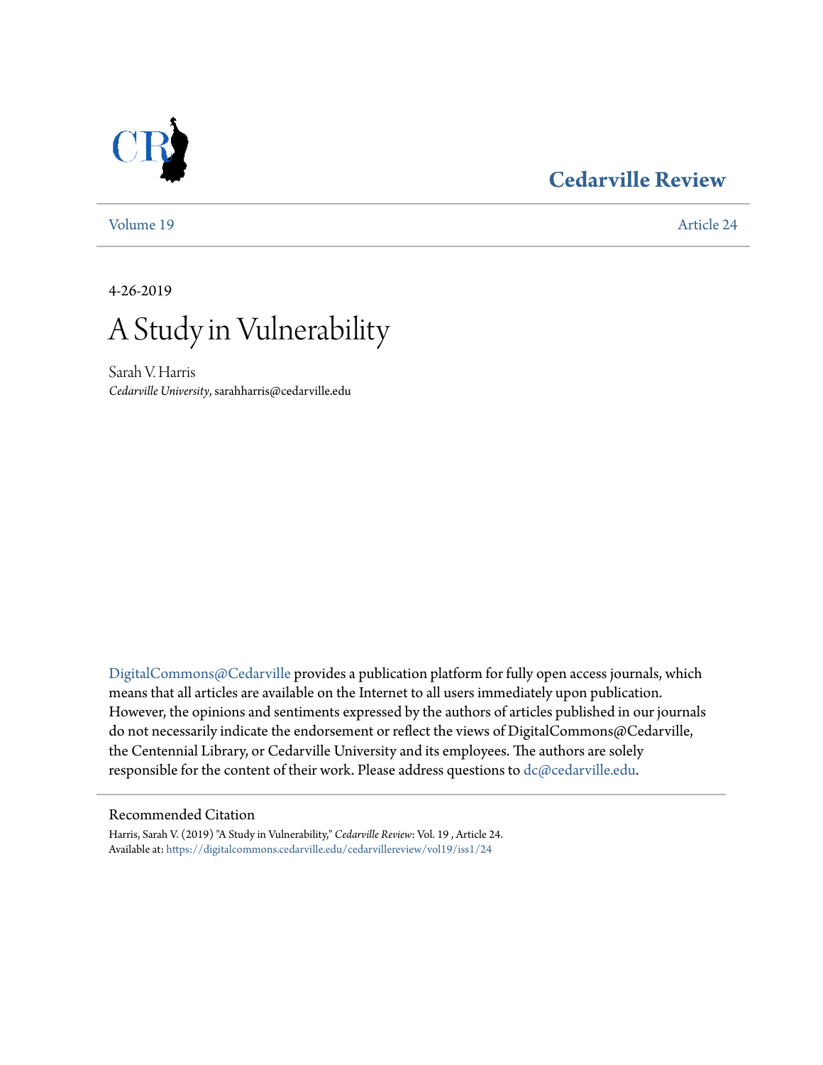# Cedarville Review

Volume 19 | Article 24

4-26-2019

# A Study in Vulnerability

Sarah V. Harris
*Cedarville University*, sarahharris@cedarville.edu

DigitalCommons@Cedarville provides a publication platform for fully open access journals, which means that all articles are available on the Internet to all users immediately upon publication. However, the opinions and sentiments expressed by the authors of articles published in our journals do not necessarily indicate the endorsement or reflect the views of DigitalCommons@Cedarville, the Centennial Library, or Cedarville University and its employees. The authors are solely responsible for the content of their work. Please address questions to dc@cedarville.edu.

## Recommended Citation

Harris, Sarah V. (2019) "A Study in Vulnerability," *Cedarville Review*: Vol. 19 , Article 24.
Available at: https://digitalcommons.cedarville.edu/cedarvillereview/vol19/iss1/24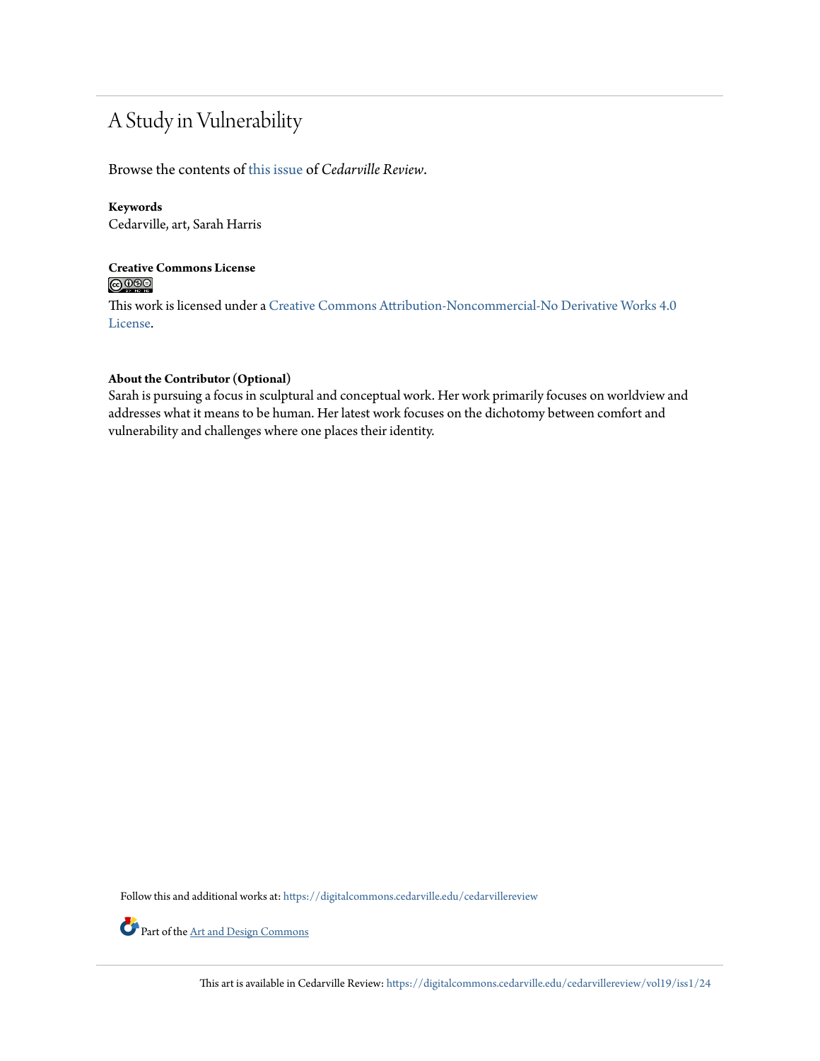# A Study in Vulnerability

Browse the contents of this issue of *Cedarville Review*.

**Keywords**
Cedarville, art, Sarah Harris

**Creative Commons License**

This work is licensed under a Creative Commons Attribution-Noncommercial-No Derivative Works 4.0 License.

**About the Contributor (Optional)**
Sarah is pursuing a focus in sculptural and conceptual work. Her work primarily focuses on worldview and addresses what it means to be human. Her latest work focuses on the dichotomy between comfort and vulnerability and challenges where one places their identity.

Follow this and additional works at: https://digitalcommons.cedarville.edu/cedarvillereview

Part of the Art and Design Commons

This art is available in Cedarville Review: https://digitalcommons.cedarville.edu/cedarvillereview/vol19/iss1/24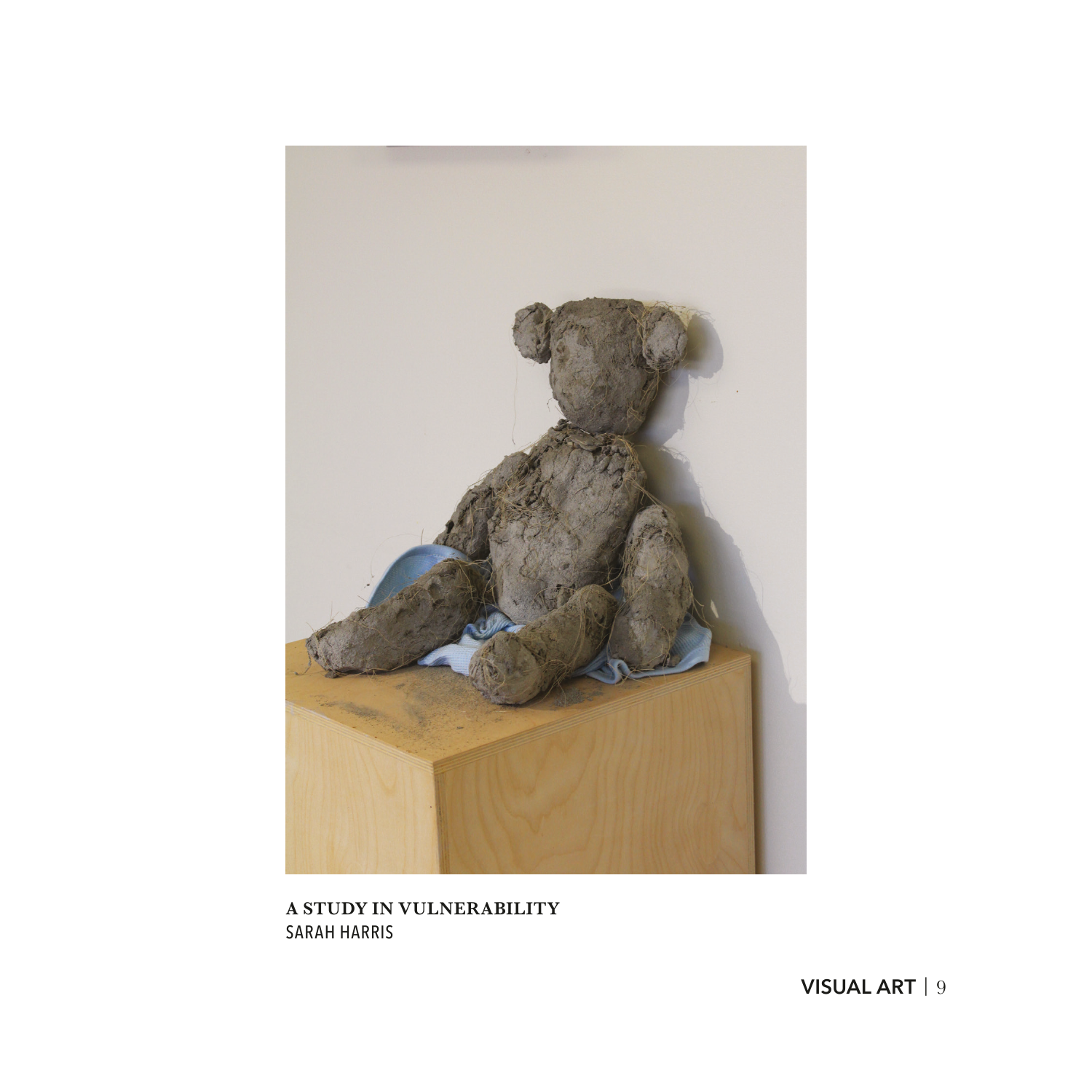**A STUDY IN VULNERABILITY**
SARAH HARRIS